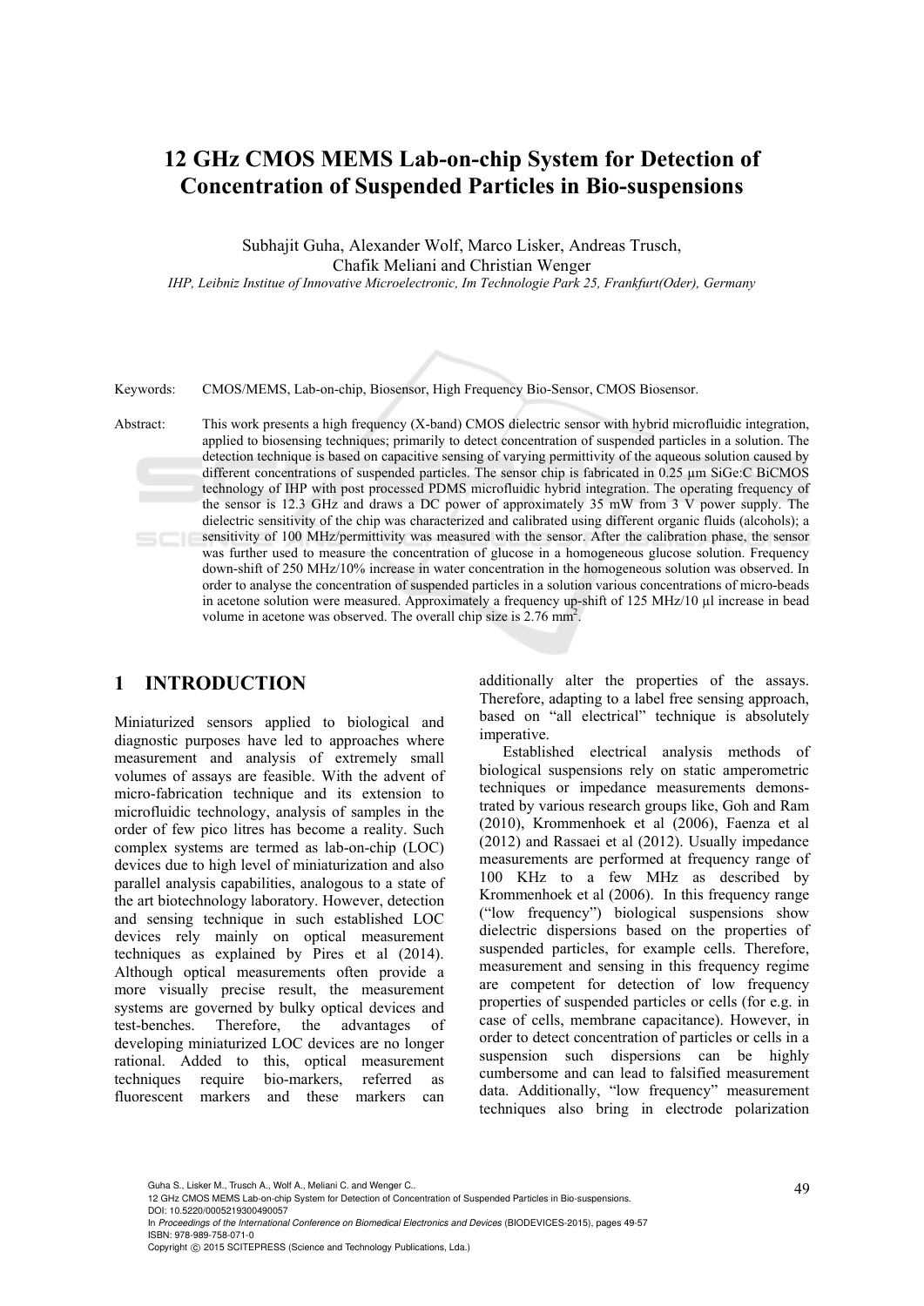# 12 GHz CMOS MEMS Lab-on-chip System for Detection of Concentration of Suspended Particles in Bio-suspensions

Subhajit Guha, Alexander Wolf, Marco Lisker, Andreas Trusch, Chafik Meliani and Christian Wenger

*IHP, Leibniz Institue of Innovative Microelectronic, Im Technologie Park 25, Frankfurt(Oder), Germany*

Keywords: CMOS/MEMS, Lab-on-chip, Biosensor, High Frequency Bio-Sensor, CMOS Biosensor.

Abstract: This work presents a high frequency (X-band) CMOS dielectric sensor with hybrid microfluidic integration, applied to biosensing techniques; primarily to detect concentration of suspended particles in a solution. The detection technique is based on capacitive sensing of varying permittivity of the aqueous solution caused by different concentrations of suspended particles. The sensor chip is fabricated in 0.25 µm SiGe:C BiCMOS technology of IHP with post processed PDMS microfluidic hybrid integration. The operating frequency of the sensor is 12.3 GHz and draws a DC power of approximately 35 mW from 3 V power supply. The dielectric sensitivity of the chip was characterized and calibrated using different organic fluids (alcohols); a sensitivity of 100 MHz/permittivity was measured with the sensor. After the calibration phase, the sensor was further used to measure the concentration of glucose in a homogeneous glucose solution. Frequency down-shift of 250 MHz/10% increase in water concentration in the homogeneous solution was observed. In order to analyse the concentration of suspended particles in a solution various concentrations of micro-beads in acetone solution were measured. Approximately a frequency up-shift of 125 MHz/10 µl increase in bead volume in acetone was observed. The overall chip size is 2.76 mm$^2$.

## 1 INTRODUCTION

Miniaturized sensors applied to biological and diagnostic purposes have led to approaches where measurement and analysis of extremely small volumes of assays are feasible. With the advent of micro-fabrication technique and its extension to microfluidic technology, analysis of samples in the order of few pico litres has become a reality. Such complex systems are termed as lab-on-chip (LOC) devices due to high level of miniaturization and also parallel analysis capabilities, analogous to a state of the art biotechnology laboratory. However, detection and sensing technique in such established LOC devices rely mainly on optical measurement techniques as explained by Pires et al (2014). Although optical measurements often provide a more visually precise result, the measurement systems are governed by bulky optical devices and test-benches. Therefore, the advantages of developing miniaturized LOC devices are no longer rational. Added to this, optical measurement techniques require bio-markers, referred as fluorescent markers and these markers can additionally alter the properties of the assays. Therefore, adapting to a label free sensing approach, based on "all electrical" technique is absolutely imperative.

Established electrical analysis methods of biological suspensions rely on static amperometric techniques or impedance measurements demonstrated by various research groups like, Goh and Ram (2010), Krommenhoek et al (2006), Faenza et al (2012) and Rassaei et al (2012). Usually impedance measurements are performed at frequency range of 100 KHz to a few MHz as described by Krommenhoek et al (2006). In this frequency range ("low frequency") biological suspensions show dielectric dispersions based on the properties of suspended particles, for example cells. Therefore, measurement and sensing in this frequency regime are competent for detection of low frequency properties of suspended particles or cells (for e.g. in case of cells, membrane capacitance). However, in order to detect concentration of particles or cells in a suspension such dispersions can be highly cumbersome and can lead to falsified measurement data. Additionally, "low frequency" measurement techniques also bring in electrode polarization

Guha S., Lisker M., Trusch A., Wolf A., Meliani C. and Wenger C..
12 GHz CMOS MEMS Lab-on-chip System for Detection of Concentration of Suspended Particles in Bio-suspensions.
DOI: 10.5220/0005219300490057
In *Proceedings of the International Conference on Biomedical Electronics and Devices* (BIODEVICES-2015), pages 49-57
ISBN: 978-989-758-071-0
Copyright © 2015 SCITEPRESS (Science and Technology Publications, Lda.)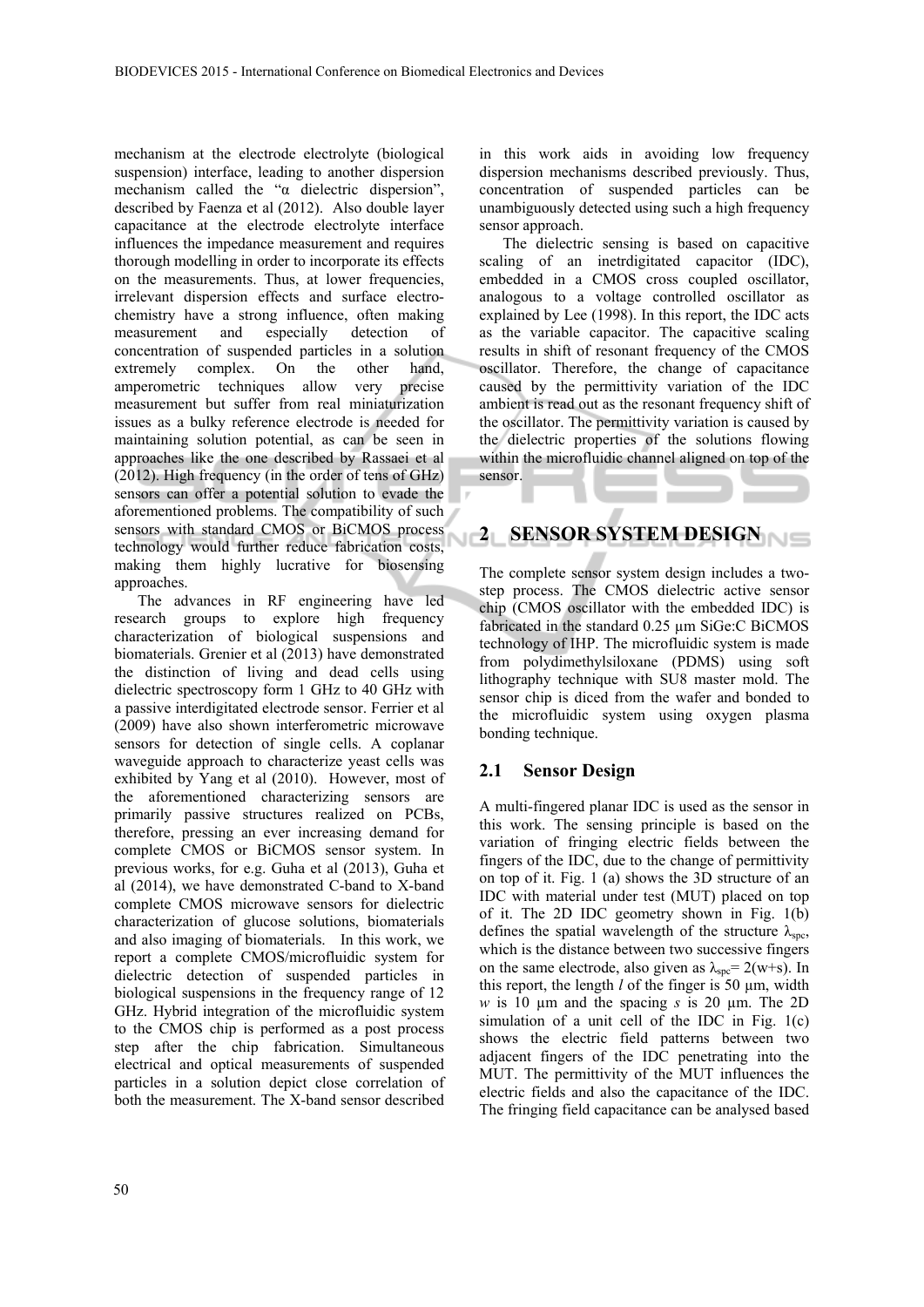mechanism at the electrode electrolyte (biological suspension) interface, leading to another dispersion mechanism called the "α dielectric dispersion", described by Faenza et al (2012). Also double layer capacitance at the electrode electrolyte interface influences the impedance measurement and requires thorough modelling in order to incorporate its effects on the measurements. Thus, at lower frequencies, irrelevant dispersion effects and surface electro-chemistry have a strong influence, often making measurement and especially detection of concentration of suspended particles in a solution extremely complex. On the other hand, amperometric techniques allow very precise measurement but suffer from real miniaturization issues as a bulky reference electrode is needed for maintaining solution potential, as can be seen in approaches like the one described by Rassaei et al (2012). High frequency (in the order of tens of GHz) sensors can offer a potential solution to evade the aforementioned problems. The compatibility of such sensors with standard CMOS or BiCMOS process technology would further reduce fabrication costs, making them highly lucrative for biosensing approaches.

The advances in RF engineering have led research groups to explore high frequency characterization of biological suspensions and biomaterials. Grenier et al (2013) have demonstrated the distinction of living and dead cells using dielectric spectroscopy form 1 GHz to 40 GHz with a passive interdigitated electrode sensor. Ferrier et al (2009) have also shown interferometric microwave sensors for detection of single cells. A coplanar waveguide approach to characterize yeast cells was exhibited by Yang et al (2010). However, most of the aforementioned characterizing sensors are primarily passive structures realized on PCBs, therefore, pressing an ever increasing demand for complete CMOS or BiCMOS sensor system. In previous works, for e.g. Guha et al (2013), Guha et al (2014), we have demonstrated C-band to X-band complete CMOS microwave sensors for dielectric characterization of glucose solutions, biomaterials and also imaging of biomaterials. In this work, we report a complete CMOS/microfluidic system for dielectric detection of suspended particles in biological suspensions in the frequency range of 12 GHz. Hybrid integration of the microfluidic system to the CMOS chip is performed as a post process step after the chip fabrication. Simultaneous electrical and optical measurements of suspended particles in a solution depict close correlation of both the measurement. The X-band sensor described in this work aids in avoiding low frequency dispersion mechanisms described previously. Thus, concentration of suspended particles can be unambiguously detected using such a high frequency sensor approach.

The dielectric sensing is based on capacitive scaling of an inetrdigitated capacitor (IDC), embedded in a CMOS cross coupled oscillator, analogous to a voltage controlled oscillator as explained by Lee (1998). In this report, the IDC acts as the variable capacitor. The capacitive scaling results in shift of resonant frequency of the CMOS oscillator. Therefore, the change of capacitance caused by the permittivity variation of the IDC ambient is read out as the resonant frequency shift of the oscillator. The permittivity variation is caused by the dielectric properties of the solutions flowing within the microfluidic channel aligned on top of the sensor.

## 2 SENSOR SYSTEM DESIGN

The complete sensor system design includes a two-step process. The CMOS dielectric active sensor chip (CMOS oscillator with the embedded IDC) is fabricated in the standard 0.25 µm SiGe:C BiCMOS technology of IHP. The microfluidic system is made from polydimethylsiloxane (PDMS) using soft lithography technique with SU8 master mold. The sensor chip is diced from the wafer and bonded to the microfluidic system using oxygen plasma bonding technique.

### 2.1 Sensor Design

A multi-fingered planar IDC is used as the sensor in this work. The sensing principle is based on the variation of fringing electric fields between the fingers of the IDC, due to the change of permittivity on top of it. Fig. 1 (a) shows the 3D structure of an IDC with material under test (MUT) placed on top of it. The 2D IDC geometry shown in Fig. 1(b) defines the spatial wavelength of the structure $\lambda_{spc}$, which is the distance between two successive fingers on the same electrode, also given as $\lambda_{spc}= 2(w+s)$. In this report, the length $l$ of the finger is 50 µm, width $w$ is 10 µm and the spacing $s$ is 20 µm. The 2D simulation of a unit cell of the IDC in Fig. 1(c) shows the electric field patterns between two adjacent fingers of the IDC penetrating into the MUT. The permittivity of the MUT influences the electric fields and also the capacitance of the IDC. The fringing field capacitance can be analysed based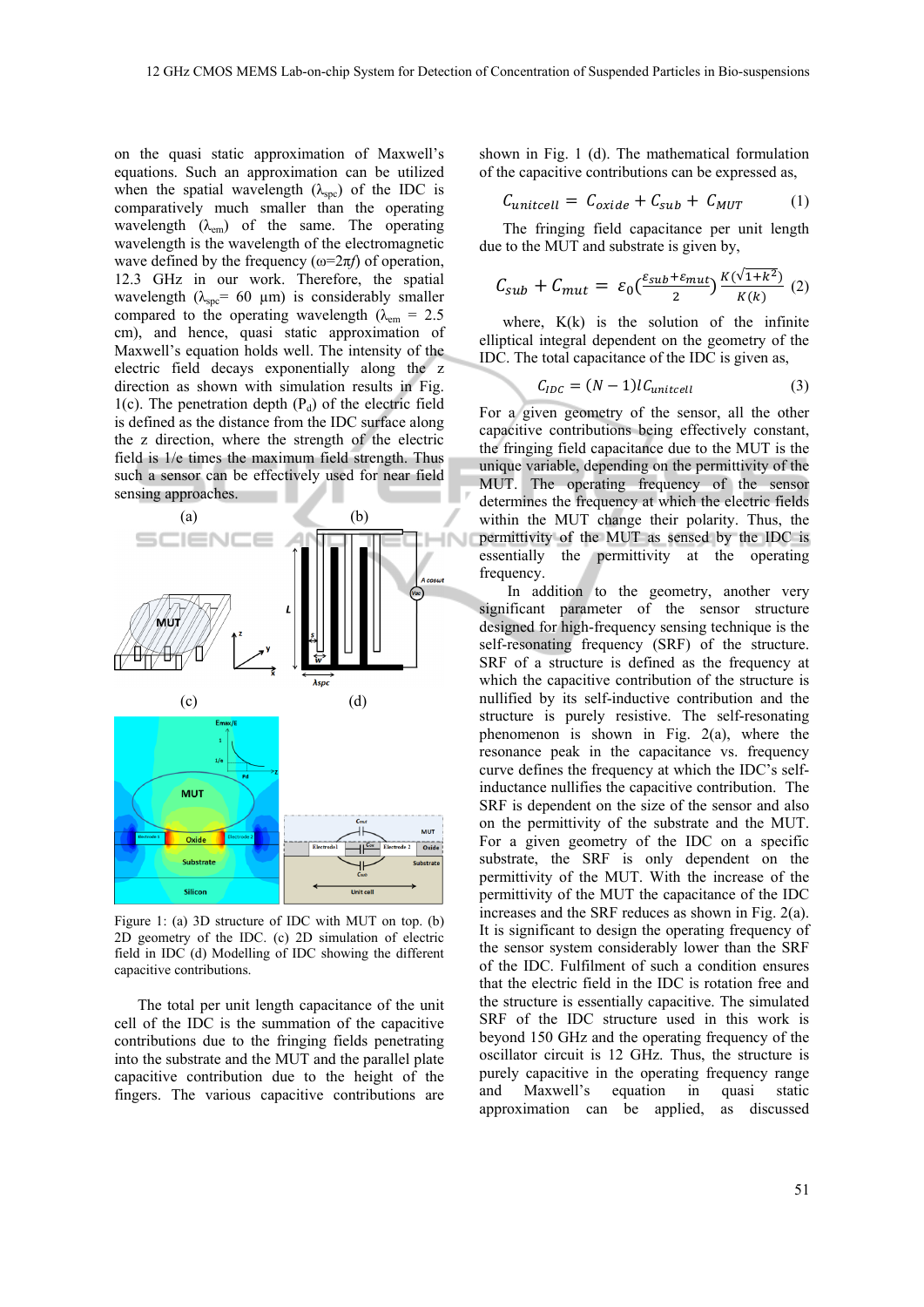on the quasi static approximation of Maxwell's equations. Such an approximation can be utilized when the spatial wavelength ($\lambda_{spc}$) of the IDC is comparatively much smaller than the operating wavelength ($\lambda_{em}$) of the same. The operating wavelength is the wavelength of the electromagnetic wave defined by the frequency ($\omega=2\pi f$) of operation, 12.3 GHz in our work. Therefore, the spatial wavelength ($\lambda_{spc}$= 60 µm) is considerably smaller compared to the operating wavelength ($\lambda_{em}$ = 2.5 cm), and hence, quasi static approximation of Maxwell's equation holds well. The intensity of the electric field decays exponentially along the z direction as shown with simulation results in Fig. 1(c). The penetration depth ($P_d$) of the electric field is defined as the distance from the IDC surface along the z direction, where the strength of the electric field is 1/e times the maximum field strength. Thus such a sensor can be effectively used for near field sensing approaches.

Figure 1: (a) 3D structure of IDC with MUT on top. (b) 2D geometry of the IDC. (c) 2D simulation of electric field in IDC (d) Modelling of IDC showing the different capacitive contributions.

The total per unit length capacitance of the unit cell of the IDC is the summation of the capacitive contributions due to the fringing fields penetrating into the substrate and the MUT and the parallel plate capacitive contribution due to the height of the fingers. The various capacitive contributions are shown in Fig. 1 (d). The mathematical formulation of the capacitive contributions can be expressed as,

$$C_{unitcell} = C_{oxide} + C_{sub} + C_{MUT} \quad (1)$$

The fringing field capacitance per unit length due to the MUT and substrate is given by,

$$C_{sub} + C_{mut} = \varepsilon_0 \left(\frac{\varepsilon_{sub}+\varepsilon_{mut}}{2}\right) \frac{K(\sqrt{1+k^2})}{K(k)} \quad (2)$$

where, K(k) is the solution of the infinite elliptical integral dependent on the geometry of the IDC. The total capacitance of the IDC is given as,

$$C_{IDC} = (N-1) l C_{unitcell} \quad (3)$$

For a given geometry of the sensor, all the other capacitive contributions being effectively constant, the fringing field capacitance due to the MUT is the unique variable, depending on the permittivity of the MUT. The operating frequency of the sensor determines the frequency at which the electric fields within the MUT change their polarity. Thus, the permittivity of the MUT as sensed by the IDC is essentially the permittivity at the operating frequency.

In addition to the geometry, another very significant parameter of the sensor structure designed for high-frequency sensing technique is the self-resonating frequency (SRF) of the structure. SRF of a structure is defined as the frequency at which the capacitive contribution of the structure is nullified by its self-inductive contribution and the structure is purely resistive. The self-resonating phenomenon is shown in Fig. 2(a), where the resonance peak in the capacitance vs. frequency curve defines the frequency at which the IDC's self-inductance nullifies the capacitive contribution. The SRF is dependent on the size of the sensor and also on the permittivity of the substrate and the MUT. For a given geometry of the IDC on a specific substrate, the SRF is only dependent on the permittivity of the MUT. With the increase of the permittivity of the MUT the capacitance of the IDC increases and the SRF reduces as shown in Fig. 2(a). It is significant to design the operating frequency of the sensor system considerably lower than the SRF of the IDC. Fulfilment of such a condition ensures that the electric field in the IDC is rotation free and the structure is essentially capacitive. The simulated SRF of the IDC structure used in this work is beyond 150 GHz and the operating frequency of the oscillator circuit is 12 GHz. Thus, the structure is purely capacitive in the operating frequency range and Maxwell's equation in quasi static approximation can be applied, as discussed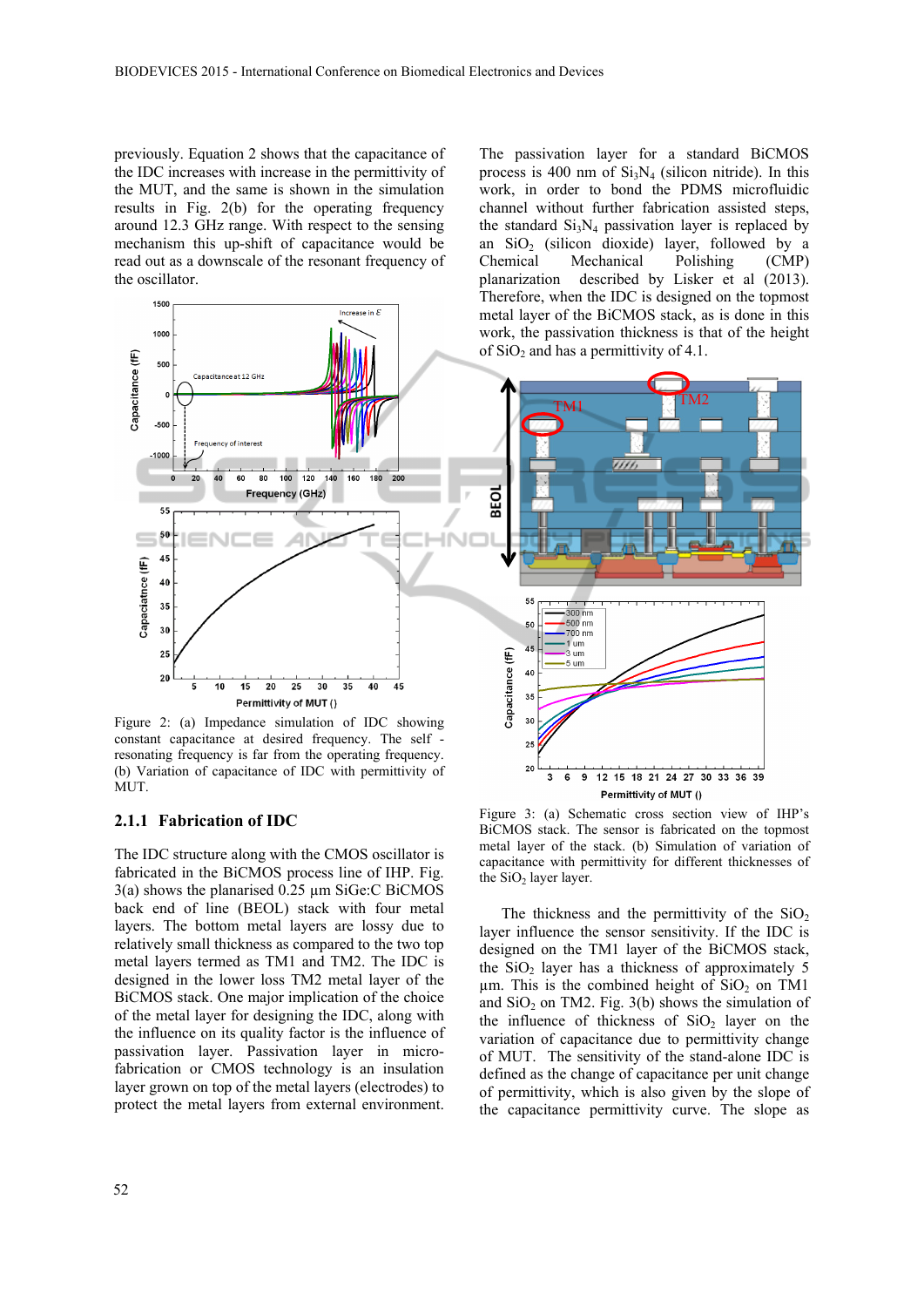previously. Equation 2 shows that the capacitance of the IDC increases with increase in the permittivity of the MUT, and the same is shown in the simulation results in Fig. 2(b) for the operating frequency around 12.3 GHz range. With respect to the sensing mechanism this up-shift of capacitance would be read out as a downscale of the resonant frequency of the oscillator.

Figure 2: (a) Impedance simulation of IDC showing constant capacitance at desired frequency. The self - resonating frequency is far from the operating frequency. (b) Variation of capacitance of IDC with permittivity of MUT.

### 2.1.1 Fabrication of IDC

The IDC structure along with the CMOS oscillator is fabricated in the BiCMOS process line of IHP. Fig. 3(a) shows the planarised 0.25 µm SiGe:C BiCMOS back end of line (BEOL) stack with four metal layers. The bottom metal layers are lossy due to relatively small thickness as compared to the two top metal layers termed as TM1 and TM2. The IDC is designed in the lower loss TM2 metal layer of the BiCMOS stack. One major implication of the choice of the metal layer for designing the IDC, along with the influence on its quality factor is the influence of passivation layer. Passivation layer in micro-fabrication or CMOS technology is an insulation layer grown on top of the metal layers (electrodes) to protect the metal layers from external environment. The passivation layer for a standard BiCMOS process is 400 nm of $Si_3N_4$ (silicon nitride). In this work, in order to bond the PDMS microfluidic channel without further fabrication assisted steps, the standard $Si_3N_4$ passivation layer is replaced by an $SiO_2$ (silicon dioxide) layer, followed by a Chemical Mechanical Polishing (CMP) planarization described by Lisker et al (2013). Therefore, when the IDC is designed on the topmost metal layer of the BiCMOS stack, as is done in this work, the passivation thickness is that of the height of $SiO_2$ and has a permittivity of 4.1.

Figure 3: (a) Schematic cross section view of IHP's BiCMOS stack. The sensor is fabricated on the topmost metal layer of the stack. (b) Simulation of variation of capacitance with permittivity for different thicknesses of the $SiO_2$ layer layer.

The thickness and the permittivity of the $SiO_2$ layer influence the sensor sensitivity. If the IDC is designed on the TM1 layer of the BiCMOS stack, the $SiO_2$ layer has a thickness of approximately 5 µm. This is the combined height of $SiO_2$ on TM1 and $SiO_2$ on TM2. Fig. 3(b) shows the simulation of the influence of thickness of $SiO_2$ layer on the variation of capacitance due to permittivity change of MUT. The sensitivity of the stand-alone IDC is defined as the change of capacitance per unit change of permittivity, which is also given by the slope of the capacitance permittivity curve. The slope as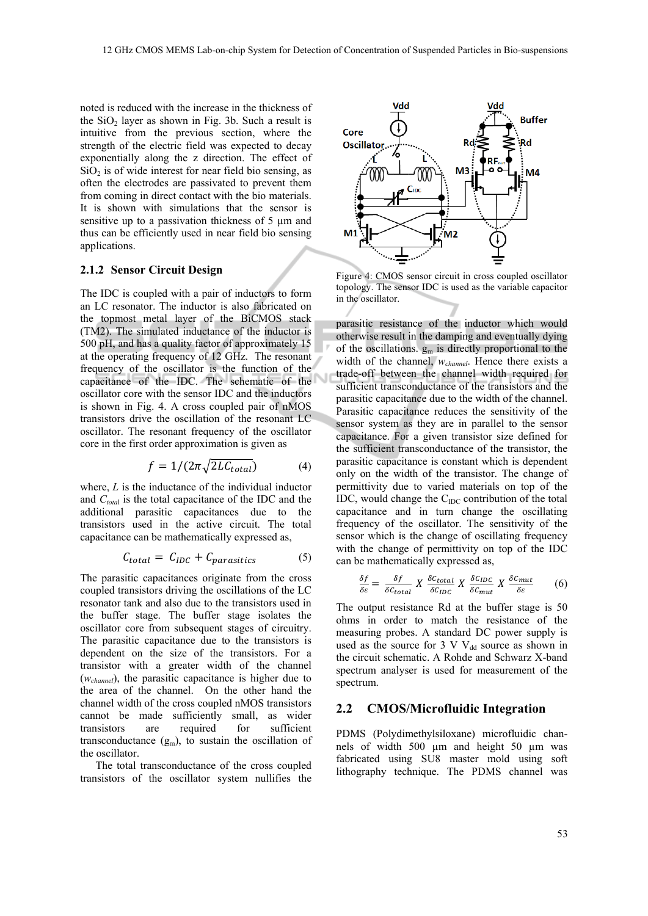noted is reduced with the increase in the thickness of the $SiO_2$ layer as shown in Fig. 3b. Such a result is intuitive from the previous section, where the strength of the electric field was expected to decay exponentially along the z direction. The effect of $SiO_2$ is of wide interest for near field bio sensing, as often the electrodes are passivated to prevent them from coming in direct contact with the bio materials. It is shown with simulations that the sensor is sensitive up to a passivation thickness of 5 µm and thus can be efficiently used in near field bio sensing applications.

### 2.1.2 Sensor Circuit Design

The IDC is coupled with a pair of inductors to form an LC resonator. The inductor is also fabricated on the topmost metal layer of the BiCMOS stack (TM2). The simulated inductance of the inductor is 500 pH, and has a quality factor of approximately 15 at the operating frequency of 12 GHz. The resonant frequency of the oscillator is the function of the capacitance of the IDC. The schematic of the oscillator core with the sensor IDC and the inductors is shown in Fig. 4. A cross coupled pair of nMOS transistors drive the oscillation of the resonant LC oscillator. The resonant frequency of the oscillator core in the first order approximation is given as

$$f = 1/(2\pi\sqrt{2LC_{total}}) \quad (4)$$

where, $L$ is the inductance of the individual inductor and $C_{total}$ is the total capacitance of the IDC and the additional parasitic capacitances due to the transistors used in the active circuit. The total capacitance can be mathematically expressed as,

$$C_{total} = C_{IDC} + C_{parasitics} \quad (5)$$

The parasitic capacitances originate from the cross coupled transistors driving the oscillations of the LC resonator tank and also due to the transistors used in the buffer stage. The buffer stage isolates the oscillator core from subsequent stages of circuitry. The parasitic capacitance due to the transistors is dependent on the size of the transistors. For a transistor with a greater width of the channel ($w_{channel}$), the parasitic capacitance is higher due to the area of the channel. On the other hand the channel width of the cross coupled nMOS transistors cannot be made sufficiently small, as wider transistors are required for sufficient transconductance ($g_m$), to sustain the oscillation of the oscillator.

The total transconductance of the cross coupled transistors of the oscillator system nullifies the parasitic resistance of the inductor which would otherwise result in the damping and eventually dying of the oscillations. $g_m$ is directly proportional to the width of the channel, $w_{channel}$. Hence there exists a trade-off between the channel width required for sufficient transconductance of the transistors and the parasitic capacitance due to the width of the channel. Parasitic capacitance reduces the sensitivity of the sensor system as they are in parallel to the sensor capacitance. For a given transistor size defined for the sufficient transconductance of the transistor, the parasitic capacitance is constant which is dependent only on the width of the transistor. The change of permittivity due to varied materials on top of the IDC, would change the $C_{IDC}$ contribution of the total capacitance and in turn change the oscillating frequency of the oscillator. The sensitivity of the sensor which is the change of oscillating frequency with the change of permittivity on top of the IDC can be mathematically expressed as,

$$\frac{\delta f}{\delta \varepsilon} = \frac{\delta f}{\delta C_{total}} \; X \; \frac{\delta C_{total}}{\delta C_{IDC}} \; X \; \frac{\delta C_{IDC}}{\delta C_{mut}} \; X \; \frac{\delta C_{mut}}{\delta \varepsilon} \quad (6)$$

Figure 4: CMOS sensor circuit in cross coupled oscillator topology. The sensor IDC is used as the variable capacitor in the oscillator.

The output resistance Rd at the buffer stage is 50 ohms in order to match the resistance of the measuring probes. A standard DC power supply is used as the source for 3 V $V_{dd}$ source as shown in the circuit schematic. A Rohde and Schwarz X-band spectrum analyser is used for measurement of the spectrum.

## 2.2 CMOS/Microfluidic Integration

PDMS (Polydimethylsiloxane) microfluidic channels of width 500 µm and height 50 µm was fabricated using SU8 master mold using soft lithography technique. The PDMS channel was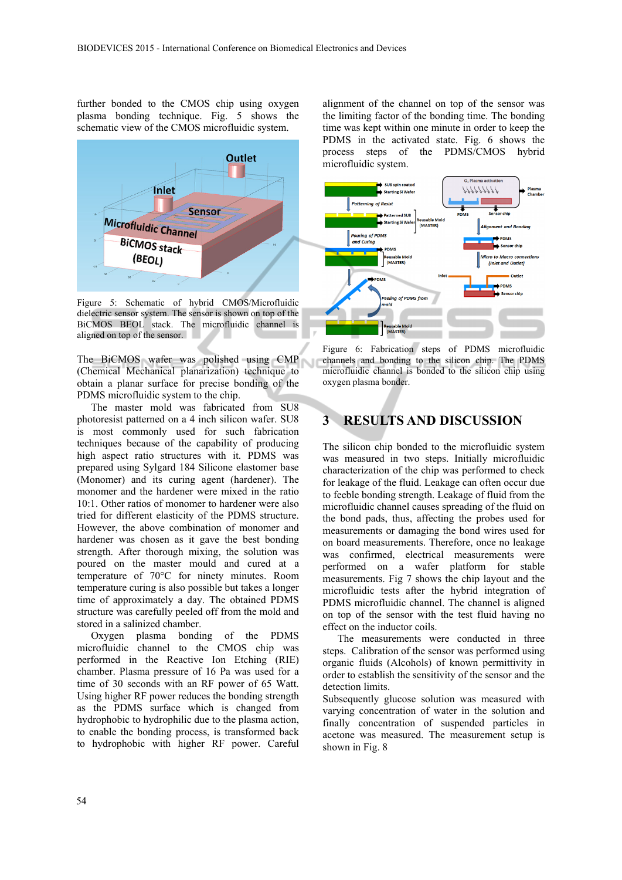further bonded to the CMOS chip using oxygen plasma bonding technique. Fig. 5 shows the schematic view of the CMOS microfluidic system.

Figure 5: Schematic of hybrid CMOS/Microfluidic dielectric sensor system. The sensor is shown on top of the BiCMOS BEOL stack. The microfluidic channel is aligned on top of the sensor.

The BiCMOS wafer was polished using CMP (Chemical Mechanical planarization) technique to obtain a planar surface for precise bonding of the PDMS microfluidic system to the chip.

The master mold was fabricated from SU8 photoresist patterned on a 4 inch silicon wafer. SU8 is most commonly used for such fabrication techniques because of the capability of producing high aspect ratio structures with it. PDMS was prepared using Sylgard 184 Silicone elastomer base (Monomer) and its curing agent (hardener). The monomer and the hardener were mixed in the ratio 10:1. Other ratios of monomer to hardener were also tried for different elasticity of the PDMS structure. However, the above combination of monomer and hardener was chosen as it gave the best bonding strength. After thorough mixing, the solution was poured on the master mould and cured at a temperature of 70°C for ninety minutes. Room temperature curing is also possible but takes a longer time of approximately a day. The obtained PDMS structure was carefully peeled off from the mold and stored in a salinized chamber.

Oxygen plasma bonding of the PDMS microfluidic channel to the CMOS chip was performed in the Reactive Ion Etching (RIE) chamber. Plasma pressure of 16 Pa was used for a time of 30 seconds with an RF power of 65 Watt. Using higher RF power reduces the bonding strength as the PDMS surface which is changed from hydrophobic to hydrophilic due to the plasma action, to enable the bonding process, is transformed back to hydrophobic with higher RF power. Careful alignment of the channel on top of the sensor was the limiting factor of the bonding time. The bonding time was kept within one minute in order to keep the PDMS in the activated state. Fig. 6 shows the process steps of the PDMS/CMOS hybrid microfluidic system.

Figure 6: Fabrication steps of PDMS microfluidic channels and bonding to the silicon chip. The PDMS microfluidic channel is bonded to the silicon chip using oxygen plasma bonder.

# 3 RESULTS AND DISCUSSION

The silicon chip bonded to the microfluidic system was measured in two steps. Initially microfluidic characterization of the chip was performed to check for leakage of the fluid. Leakage can often occur due to feeble bonding strength. Leakage of fluid from the microfluidic channel causes spreading of the fluid on the bond pads, thus, affecting the probes used for measurements or damaging the bond wires used for on board measurements. Therefore, once no leakage was confirmed, electrical measurements were performed on a wafer platform for stable measurements. Fig 7 shows the chip layout and the microfluidic tests after the hybrid integration of PDMS microfluidic channel. The channel is aligned on top of the sensor with the test fluid having no effect on the inductor coils.

The measurements were conducted in three steps. Calibration of the sensor was performed using organic fluids (Alcohols) of known permittivity in order to establish the sensitivity of the sensor and the detection limits.

Subsequently glucose solution was measured with varying concentration of water in the solution and finally concentration of suspended particles in acetone was measured. The measurement setup is shown in Fig. 8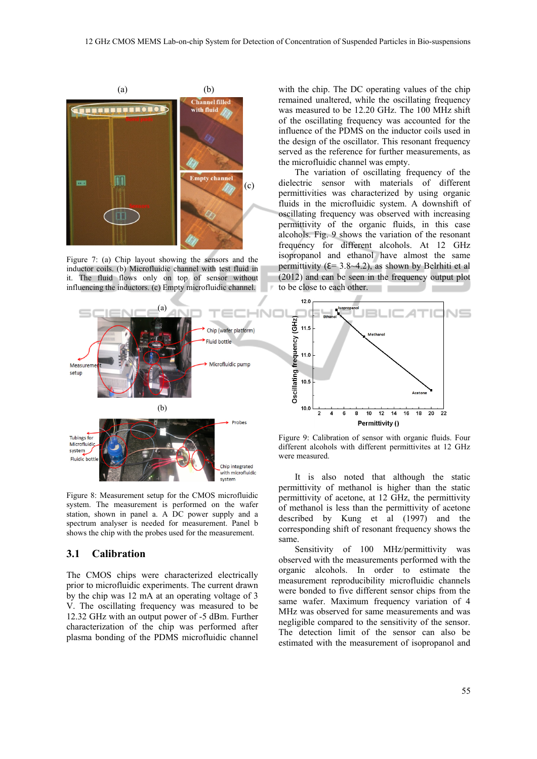Figure 7: (a) Chip layout showing the sensors and the inductor coils. (b) Microfluidic channel with test fluid in it. The fluid flows only on top of sensor without influencing the inductors. (c) Empty microfluidic channel.

Figure 8: Measurement setup for the CMOS microfluidic system. The measurement is performed on the wafer station, shown in panel a. A DC power supply and a spectrum analyser is needed for measurement. Panel b shows the chip with the probes used for the measurement.

## 3.1 Calibration

The CMOS chips were characterized electrically prior to microfluidic experiments. The current drawn by the chip was 12 mA at an operating voltage of 3 V. The oscillating frequency was measured to be 12.32 GHz with an output power of -5 dBm. Further characterization of the chip was performed after plasma bonding of the PDMS microfluidic channel with the chip. The DC operating values of the chip remained unaltered, while the oscillating frequency was measured to be 12.20 GHz. The 100 MHz shift of the oscillating frequency was accounted for the influence of the PDMS on the inductor coils used in the design of the oscillator. This resonant frequency served as the reference for further measurements, as the microfluidic channel was empty.

The variation of oscillating frequency of the dielectric sensor with materials of different permittivities was characterized by using organic fluids in the microfluidic system. A downshift of oscillating frequency was observed with increasing permittivity of the organic fluids, in this case alcohols. Fig. 9 shows the variation of the resonant frequency for different alcohols. At 12 GHz isopropanol and ethanol have almost the same permittivity (ε= 3.8~4.2), as shown by Belrhiti et al (2012) and can be seen in the frequency output plot to be close to each other.

Figure 9: Calibration of sensor with organic fluids. Four different alcohols with different permittivites at 12 GHz were measured.

It is also noted that although the static permittivity of methanol is higher than the static permittivity of acetone, at 12 GHz, the permittivity of methanol is less than the permittivity of acetone described by Kung et al (1997) and the corresponding shift of resonant frequency shows the same.

Sensitivity of 100 MHz/permittivity was observed with the measurements performed with the organic alcohols. In order to estimate the measurement reproducibility microfluidic channels were bonded to five different sensor chips from the same wafer. Maximum frequency variation of 4 MHz was observed for same measurements and was negligible compared to the sensitivity of the sensor. The detection limit of the sensor can also be estimated with the measurement of isopropanol and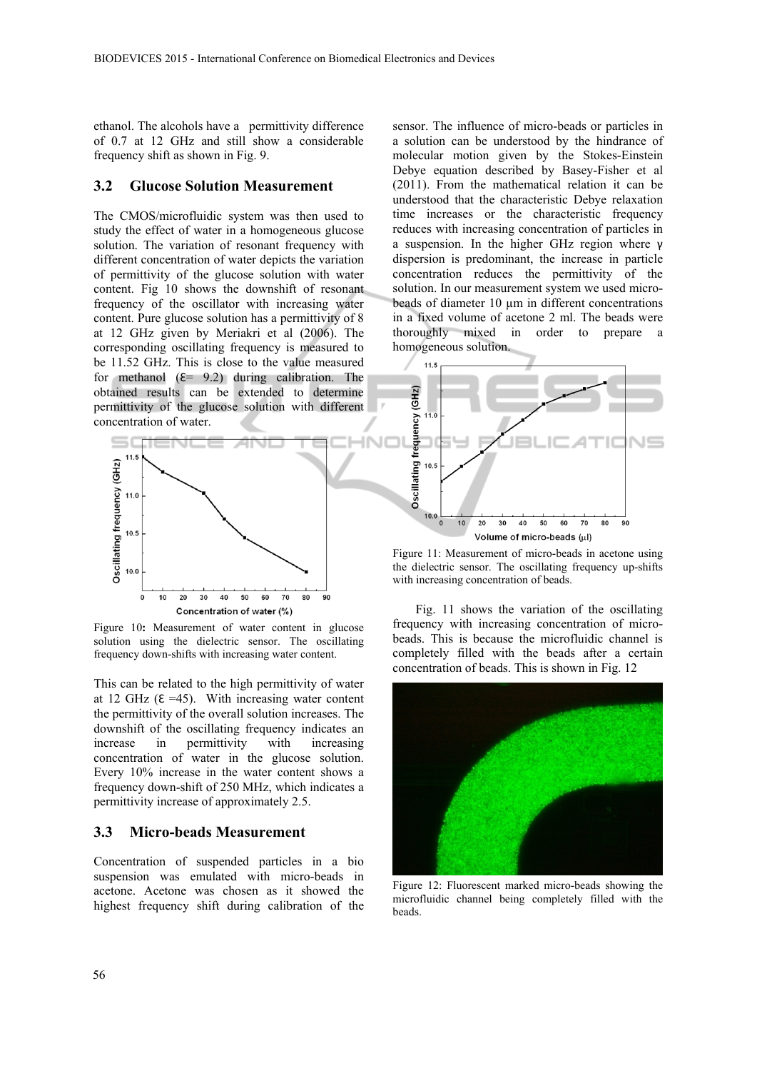ethanol. The alcohols have a permittivity difference of 0.7 at 12 GHz and still show a considerable frequency shift as shown in Fig. 9.

### 3.2 Glucose Solution Measurement

The CMOS/microfluidic system was then used to study the effect of water in a homogeneous glucose solution. The variation of resonant frequency with different concentration of water depicts the variation of permittivity of the glucose solution with water content. Fig 10 shows the downshift of resonant frequency of the oscillator with increasing water content. Pure glucose solution has a permittivity of 8 at 12 GHz given by Meriakri et al (2006). The corresponding oscillating frequency is measured to be 11.52 GHz. This is close to the value measured for methanol ($\varepsilon = 9.2$) during calibration. The obtained results can be extended to determine permittivity of the glucose solution with different concentration of water.

Figure 10: Measurement of water content in glucose solution using the dielectric sensor. The oscillating frequency down-shifts with increasing water content.

This can be related to the high permittivity of water at 12 GHz ($\varepsilon = 45$). With increasing water content the permittivity of the overall solution increases. The downshift of the oscillating frequency indicates an increase in permittivity with increasing concentration of water in the glucose solution. Every 10% increase in the water content shows a frequency down-shift of 250 MHz, which indicates a permittivity increase of approximately 2.5.

### 3.3 Micro-beads Measurement

Concentration of suspended particles in a bio suspension was emulated with micro-beads in acetone. Acetone was chosen as it showed the highest frequency shift during calibration of the sensor. The influence of micro-beads or particles in a solution can be understood by the hindrance of molecular motion given by the Stokes-Einstein Debye equation described by Basey-Fisher et al (2011). From the mathematical relation it can be understood that the characteristic Debye relaxation time increases or the characteristic frequency reduces with increasing concentration of particles in a suspension. In the higher GHz region where γ dispersion is predominant, the increase in particle concentration reduces the permittivity of the solution. In our measurement system we used micro-beads of diameter 10 µm in different concentrations in a fixed volume of acetone 2 ml. The beads were thoroughly mixed in order to prepare a homogeneous solution.

Figure 11: Measurement of micro-beads in acetone using the dielectric sensor. The oscillating frequency up-shifts with increasing concentration of beads.

Fig. 11 shows the variation of the oscillating frequency with increasing concentration of micro-beads. This is because the microfluidic channel is completely filled with the beads after a certain concentration of beads. This is shown in Fig. 12

Figure 12: Fluorescent marked micro-beads showing the microfluidic channel being completely filled with the beads.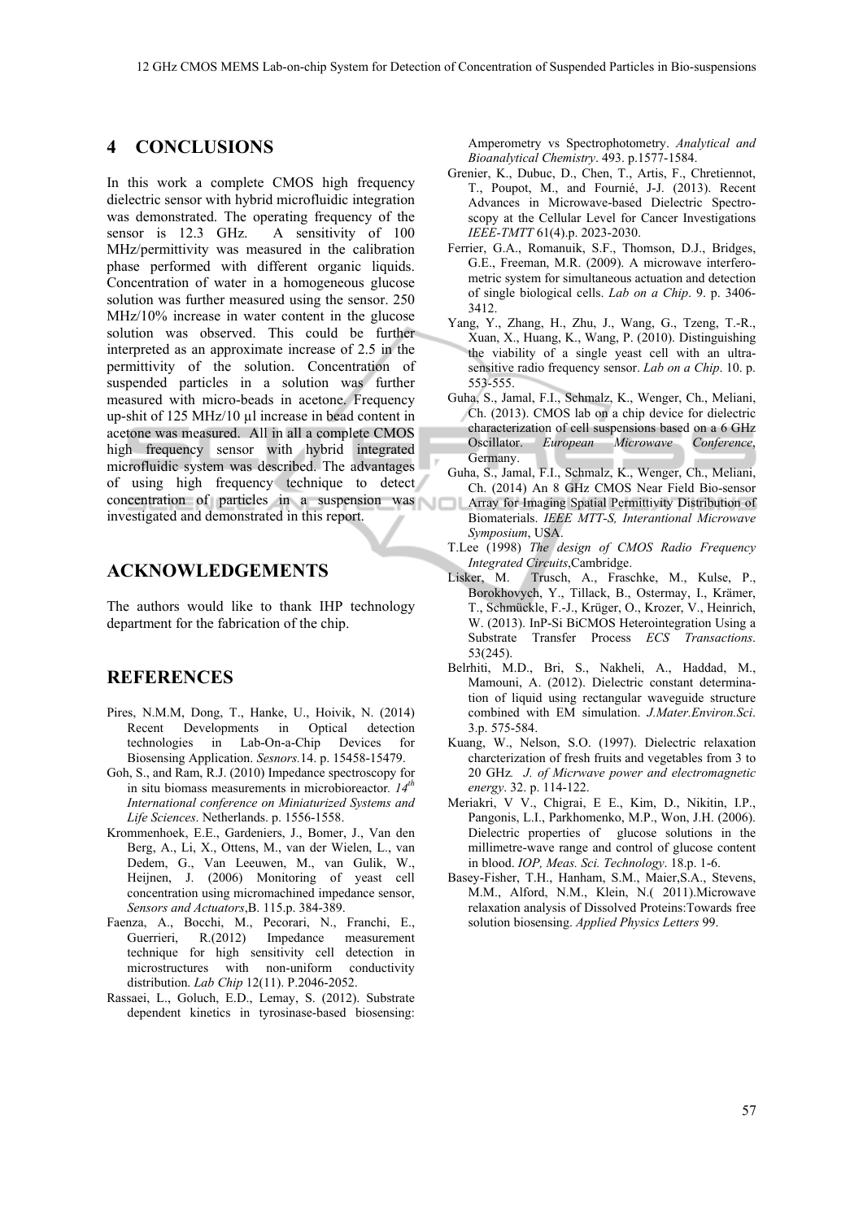## 4 CONCLUSIONS

In this work a complete CMOS high frequency dielectric sensor with hybrid microfluidic integration was demonstrated. The operating frequency of the sensor is 12.3 GHz. A sensitivity of 100 MHz/permittivity was measured in the calibration phase performed with different organic liquids. Concentration of water in a homogeneous glucose solution was further measured using the sensor. 250 MHz/10% increase in water content in the glucose solution was observed. This could be further interpreted as an approximate increase of 2.5 in the permittivity of the solution. Concentration of suspended particles in a solution was further measured with micro-beads in acetone. Frequency up-shit of 125 MHz/10 µl increase in bead content in acetone was measured. All in all a complete CMOS high frequency sensor with hybrid integrated microfluidic system was described. The advantages of using high frequency technique to detect concentration of particles in a suspension was investigated and demonstrated in this report.

## ACKNOWLEDGEMENTS

The authors would like to thank IHP technology department for the fabrication of the chip.

## REFERENCES

Pires, N.M.M, Dong, T., Hanke, U., Hoivik, N. (2014) Recent Developments in Optical detection technologies in Lab-On-a-Chip Devices for Biosensing Application. *Sesnors.*14. p. 15458-15479.

Goh, S., and Ram, R.J. (2010) Impedance spectroscopy for in situ biomass measurements in microbioreactor. *14th International conference on Miniaturized Systems and Life Sciences*. Netherlands. p. 1556-1558.

Krommenhoek, E.E., Gardeniers, J., Bomer, J., Van den Berg, A., Li, X., Ottens, M., van der Wielen, L., van Dedem, G., Van Leeuwen, M., van Gulik, W., Heijnen, J. (2006) Monitoring of yeast cell concentration using micromachined impedance sensor, *Sensors and Actuators*,B. 115.p. 384-389.

Faenza, A., Bocchi, M., Pecorari, N., Franchi, E., Guerrieri, R.(2012) Impedance measurement technique for high sensitivity cell detection in microstructures with non-uniform conductivity distribution. *Lab Chip* 12(11). P.2046-2052.

Rassaei, L., Goluch, E.D., Lemay, S. (2012). Substrate dependent kinetics in tyrosinase-based biosensing: Amperometry vs Spectrophotometry. *Analytical and Bioanalytical Chemistry*. 493. p.1577-1584.

Grenier, K., Dubuc, D., Chen, T., Artis, F., Chretiennot, T., Poupot, M., and Fournié, J-J. (2013). Recent Advances in Microwave-based Dielectric Spectroscopy at the Cellular Level for Cancer Investigations *IEEE-TMTT* 61(4).p. 2023-2030.

Ferrier, G.A., Romanuik, S.F., Thomson, D.J., Bridges, G.E., Freeman, M.R. (2009). A microwave interferometric system for simultaneous actuation and detection of single biological cells. *Lab on a Chip*. 9. p. 3406-3412.

Yang, Y., Zhang, H., Zhu, J., Wang, G., Tzeng, T.-R., Xuan, X., Huang, K., Wang, P. (2010). Distinguishing the viability of a single yeast cell with an ultra-sensitive radio frequency sensor. *Lab on a Chip*. 10. p. 553-555.

Guha, S., Jamal, F.I., Schmalz, K., Wenger, Ch., Meliani, Ch. (2013). CMOS lab on a chip device for dielectric characterization of cell suspensions based on a 6 GHz Oscillator. *European Microwave Conference*, Germany.

Guha, S., Jamal, F.I., Schmalz, K., Wenger, Ch., Meliani, Ch. (2014) An 8 GHz CMOS Near Field Bio-sensor Array for Imaging Spatial Permittivity Distribution of Biomaterials. *IEEE MTT-S, Interantional Microwave Symposium*, USA.

T.Lee (1998) *The design of CMOS Radio Frequency Integrated Circuits*,Cambridge.

Lisker, M. Trusch, A., Fraschke, M., Kulse, P., Borokhovych, Y., Tillack, B., Ostermay, I., Krämer, T., Schmückle, F.-J., Krüger, O., Krozer, V., Heinrich, W. (2013). InP-Si BiCMOS Heterointegration Using a Substrate Transfer Process *ECS Transactions*. 53(245).

Belrhiti, M.D., Bri, S., Nakheli, A., Haddad, M., Mamouni, A. (2012). Dielectric constant determination of liquid using rectangular waveguide structure combined with EM simulation. *J.Mater.Environ.Sci*. 3.p. 575-584.

Kuang, W., Nelson, S.O. (1997). Dielectric relaxation charcterization of fresh fruits and vegetables from 3 to 20 GHz. *J. of Micrwave power and electromagnetic energy*. 32. p. 114-122.

Meriakri, V V., Chigrai, E E., Kim, D., Nikitin, I.P., Pangonis, L.I., Parkhomenko, M.P., Won, J.H. (2006). Dielectric properties of glucose solutions in the millimetre-wave range and control of glucose content in blood. *IOP, Meas. Sci. Technology*. 18.p. 1-6.

Basey-Fisher, T.H., Hanham, S.M., Maier,S.A., Stevens, M.M., Alford, N.M., Klein, N.( 2011).Microwave relaxation analysis of Dissolved Proteins:Towards free solution biosensing. *Applied Physics Letters* 99.